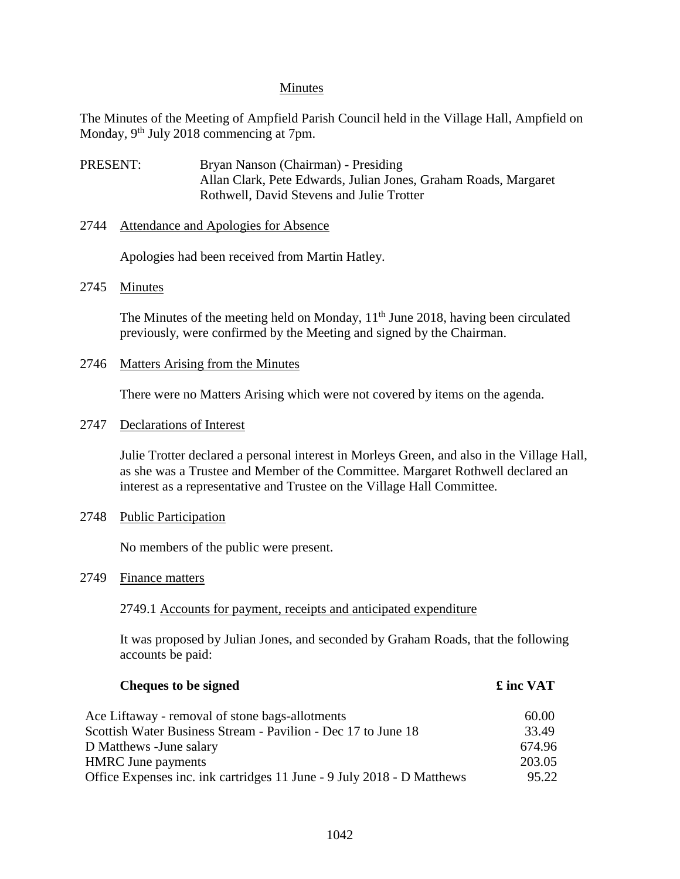# Minutes

The Minutes of the Meeting of Ampfield Parish Council held in the Village Hall, Ampfield on Monday, 9th July 2018 commencing at 7pm.

PRESENT: Bryan Nanson (Chairman) - Presiding
Allan Clark, Pete Edwards, Julian Jones, Graham Roads, Margaret Rothwell, David Stevens and Julie Trotter

## 2744 Attendance and Apologies for Absence

Apologies had been received from Martin Hatley.

## 2745 Minutes

The Minutes of the meeting held on Monday, 11th June 2018, having been circulated previously, were confirmed by the Meeting and signed by the Chairman.

## 2746 Matters Arising from the Minutes

There were no Matters Arising which were not covered by items on the agenda.

## 2747 Declarations of Interest

Julie Trotter declared a personal interest in Morleys Green, and also in the Village Hall, as she was a Trustee and Member of the Committee. Margaret Rothwell declared an interest as a representative and Trustee on the Village Hall Committee.

## 2748 Public Participation

No members of the public were present.

## 2749 Finance matters

### 2749.1 Accounts for payment, receipts and anticipated expenditure

It was proposed by Julian Jones, and seconded by Graham Roads, that the following accounts be paid:

| **Cheques to be signed** | **£ inc VAT** |
|---|---|
| Ace Liftaway - removal of stone bags-allotments | 60.00 |
| Scottish Water Business Stream - Pavilion - Dec 17 to June 18 | 33.49 |
| D Matthews -June salary | 674.96 |
| HMRC June payments | 203.05 |
| Office Expenses inc. ink cartridges 11 June - 9 July 2018 - D Matthews | 95.22 |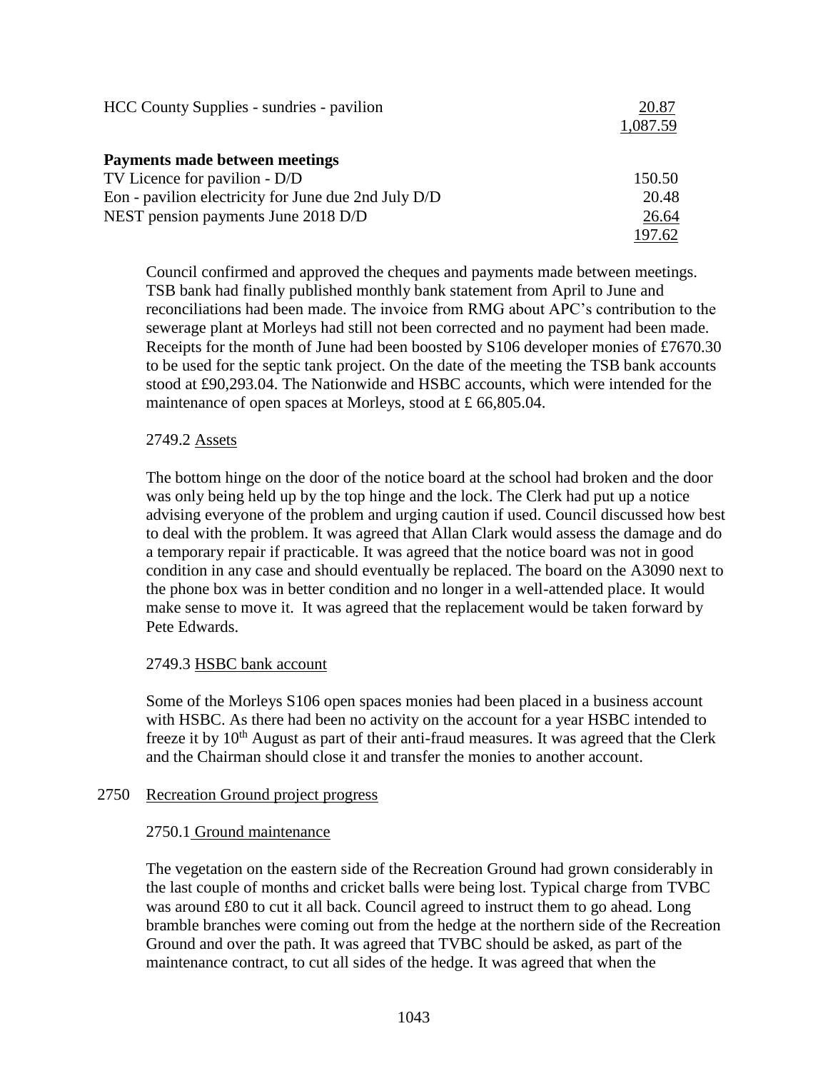| | |
|---|---|
| HCC County Supplies - sundries - pavilion | 20.87 |
| | 1,087.59 |

**Payments made between meetings**

| | |
|---|---|
| TV Licence for pavilion - D/D | 150.50 |
| Eon - pavilion electricity for June due 2nd July D/D | 20.48 |
| NEST pension payments June 2018 D/D | 26.64 |
| | 197.62 |

Council confirmed and approved the cheques and payments made between meetings. TSB bank had finally published monthly bank statement from April to June and reconciliations had been made. The invoice from RMG about APC's contribution to the sewerage plant at Morleys had still not been corrected and no payment had been made. Receipts for the month of June had been boosted by S106 developer monies of £7670.30 to be used for the septic tank project. On the date of the meeting the TSB bank accounts stood at £90,293.04. The Nationwide and HSBC accounts, which were intended for the maintenance of open spaces at Morleys, stood at £ 66,805.04.

2749.2 Assets

The bottom hinge on the door of the notice board at the school had broken and the door was only being held up by the top hinge and the lock. The Clerk had put up a notice advising everyone of the problem and urging caution if used. Council discussed how best to deal with the problem. It was agreed that Allan Clark would assess the damage and do a temporary repair if practicable. It was agreed that the notice board was not in good condition in any case and should eventually be replaced. The board on the A3090 next to the phone box was in better condition and no longer in a well-attended place. It would make sense to move it. It was agreed that the replacement would be taken forward by Pete Edwards.

2749.3 HSBC bank account

Some of the Morleys S106 open spaces monies had been placed in a business account with HSBC. As there had been no activity on the account for a year HSBC intended to freeze it by 10th August as part of their anti-fraud measures. It was agreed that the Clerk and the Chairman should close it and transfer the monies to another account.

2750 Recreation Ground project progress

2750.1 Ground maintenance

The vegetation on the eastern side of the Recreation Ground had grown considerably in the last couple of months and cricket balls were being lost. Typical charge from TVBC was around £80 to cut it all back. Council agreed to instruct them to go ahead. Long bramble branches were coming out from the hedge at the northern side of the Recreation Ground and over the path. It was agreed that TVBC should be asked, as part of the maintenance contract, to cut all sides of the hedge. It was agreed that when the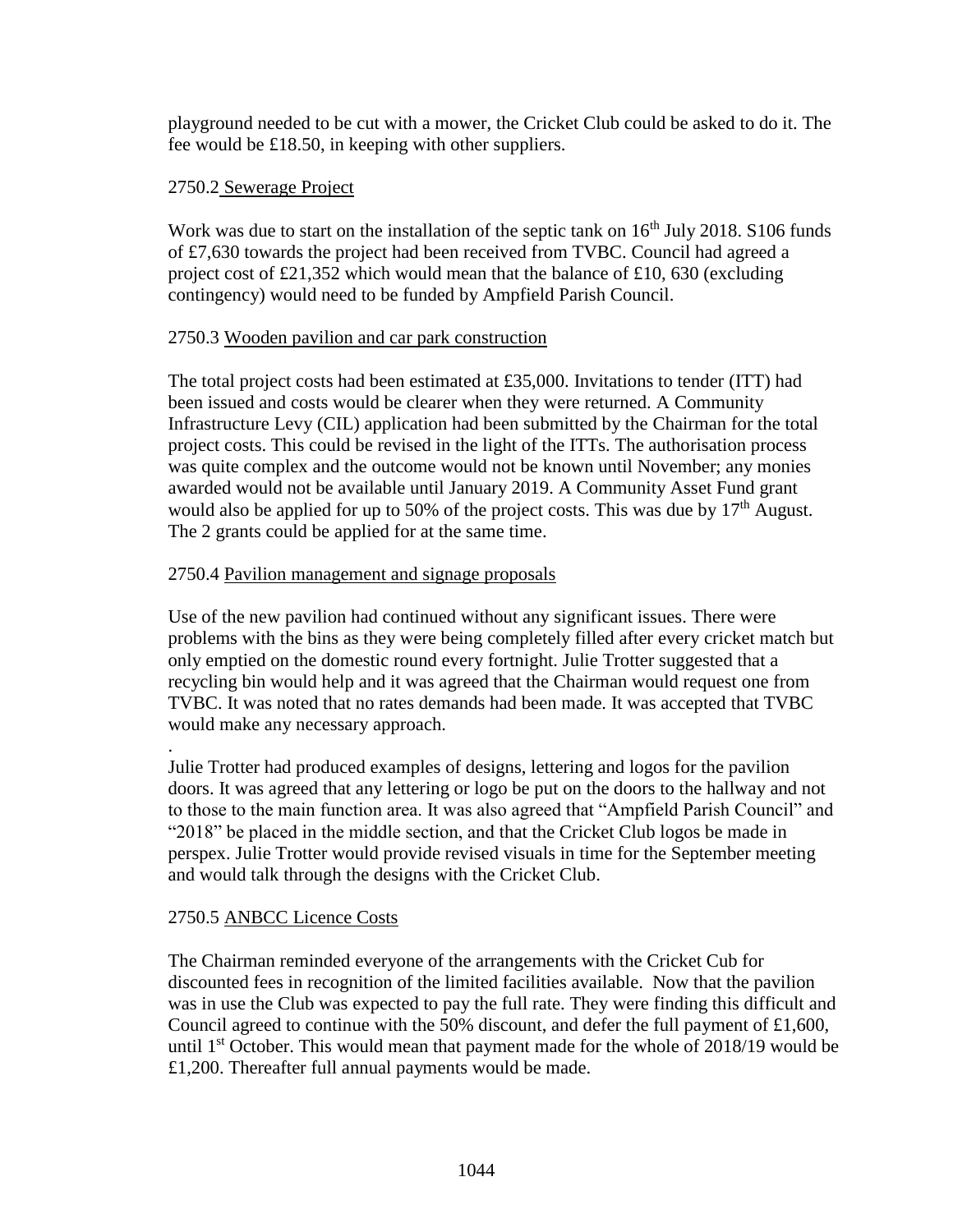playground needed to be cut with a mower, the Cricket Club could be asked to do it. The fee would be £18.50, in keeping with other suppliers.

2750.2 Sewerage Project

Work was due to start on the installation of the septic tank on 16th July 2018. S106 funds of £7,630 towards the project had been received from TVBC. Council had agreed a project cost of £21,352 which would mean that the balance of £10, 630 (excluding contingency) would need to be funded by Ampfield Parish Council.

2750.3 Wooden pavilion and car park construction

The total project costs had been estimated at £35,000. Invitations to tender (ITT) had been issued and costs would be clearer when they were returned. A Community Infrastructure Levy (CIL) application had been submitted by the Chairman for the total project costs. This could be revised in the light of the ITTs. The authorisation process was quite complex and the outcome would not be known until November; any monies awarded would not be available until January 2019. A Community Asset Fund grant would also be applied for up to 50% of the project costs. This was due by 17th August. The 2 grants could be applied for at the same time.

2750.4 Pavilion management and signage proposals

Use of the new pavilion had continued without any significant issues. There were problems with the bins as they were being completely filled after every cricket match but only emptied on the domestic round every fortnight. Julie Trotter suggested that a recycling bin would help and it was agreed that the Chairman would request one from TVBC. It was noted that no rates demands had been made. It was accepted that TVBC would make any necessary approach.

.
Julie Trotter had produced examples of designs, lettering and logos for the pavilion doors. It was agreed that any lettering or logo be put on the doors to the hallway and not to those to the main function area. It was also agreed that "Ampfield Parish Council" and "2018" be placed in the middle section, and that the Cricket Club logos be made in perspex. Julie Trotter would provide revised visuals in time for the September meeting and would talk through the designs with the Cricket Club.

2750.5 ANBCC Licence Costs

The Chairman reminded everyone of the arrangements with the Cricket Cub for discounted fees in recognition of the limited facilities available. Now that the pavilion was in use the Club was expected to pay the full rate. They were finding this difficult and Council agreed to continue with the 50% discount, and defer the full payment of £1,600, until 1st October. This would mean that payment made for the whole of 2018/19 would be £1,200. Thereafter full annual payments would be made.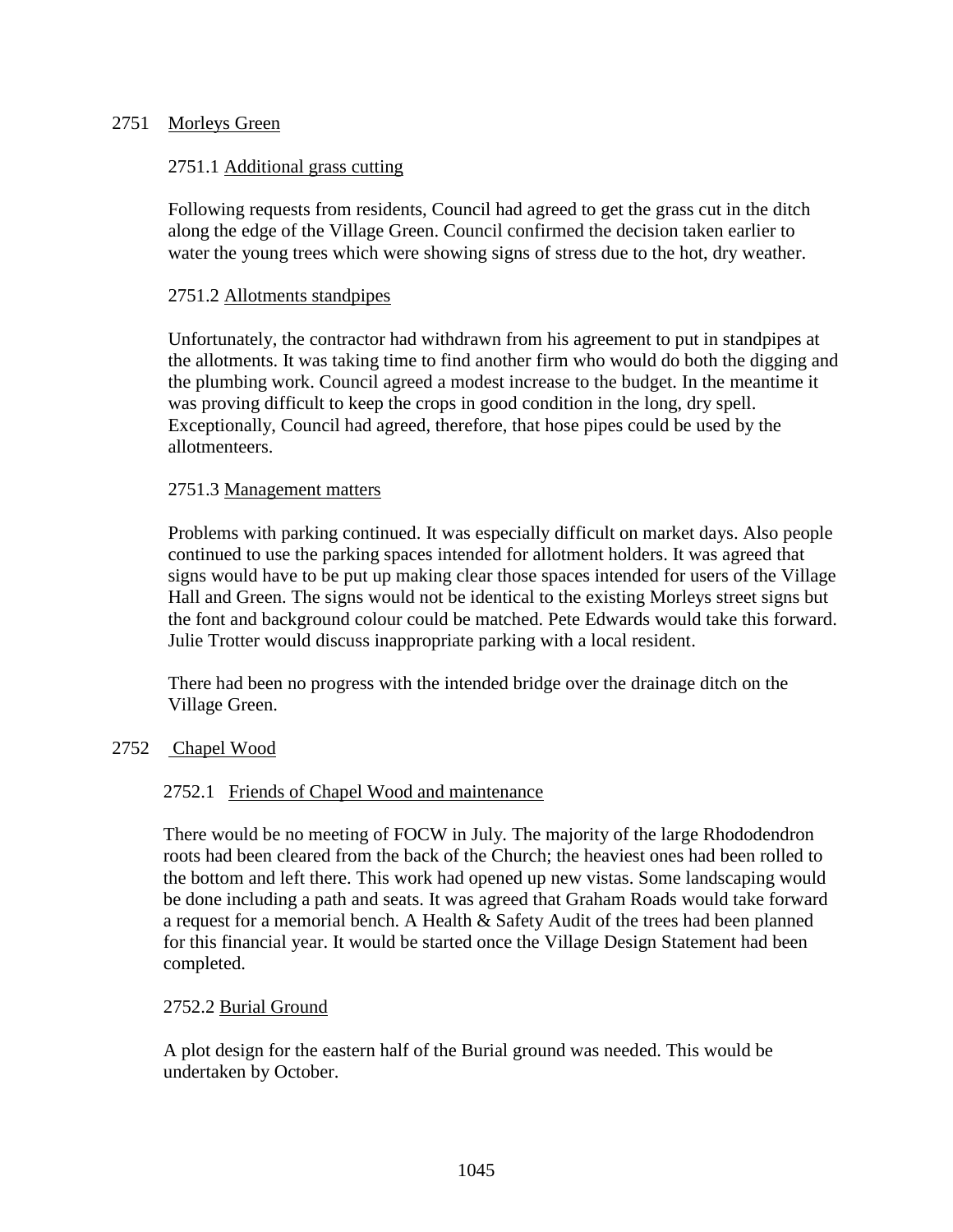## 2751 Morleys Green

### 2751.1 Additional grass cutting

Following requests from residents, Council had agreed to get the grass cut in the ditch along the edge of the Village Green. Council confirmed the decision taken earlier to water the young trees which were showing signs of stress due to the hot, dry weather.

### 2751.2 Allotments standpipes

Unfortunately, the contractor had withdrawn from his agreement to put in standpipes at the allotments. It was taking time to find another firm who would do both the digging and the plumbing work. Council agreed a modest increase to the budget. In the meantime it was proving difficult to keep the crops in good condition in the long, dry spell. Exceptionally, Council had agreed, therefore, that hose pipes could be used by the allotmenteers.

### 2751.3 Management matters

Problems with parking continued. It was especially difficult on market days. Also people continued to use the parking spaces intended for allotment holders. It was agreed that signs would have to be put up making clear those spaces intended for users of the Village Hall and Green. The signs would not be identical to the existing Morleys street signs but the font and background colour could be matched. Pete Edwards would take this forward. Julie Trotter would discuss inappropriate parking with a local resident.

There had been no progress with the intended bridge over the drainage ditch on the Village Green.

## 2752 Chapel Wood

### 2752.1 Friends of Chapel Wood and maintenance

There would be no meeting of FOCW in July. The majority of the large Rhododendron roots had been cleared from the back of the Church; the heaviest ones had been rolled to the bottom and left there. This work had opened up new vistas. Some landscaping would be done including a path and seats. It was agreed that Graham Roads would take forward a request for a memorial bench. A Health & Safety Audit of the trees had been planned for this financial year. It would be started once the Village Design Statement had been completed.

### 2752.2 Burial Ground

A plot design for the eastern half of the Burial ground was needed. This would be undertaken by October.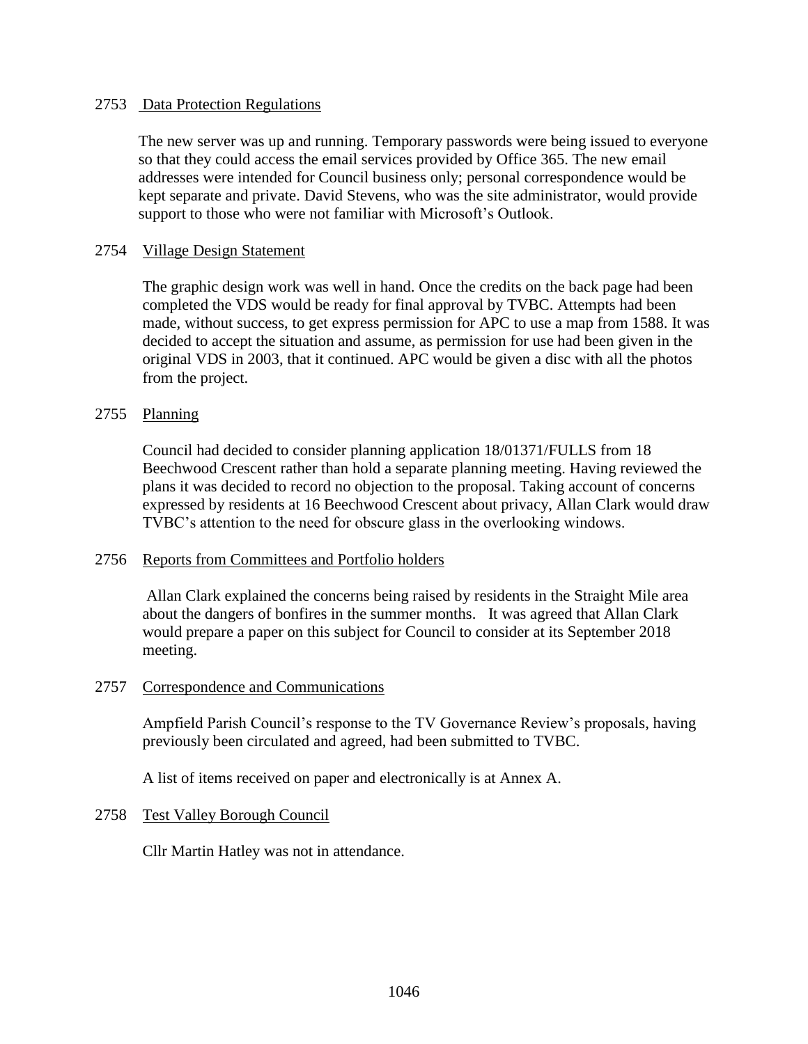2753 Data Protection Regulations

The new server was up and running. Temporary passwords were being issued to everyone so that they could access the email services provided by Office 365. The new email addresses were intended for Council business only; personal correspondence would be kept separate and private. David Stevens, who was the site administrator, would provide support to those who were not familiar with Microsoft's Outlook.

2754 Village Design Statement

The graphic design work was well in hand. Once the credits on the back page had been completed the VDS would be ready for final approval by TVBC. Attempts had been made, without success, to get express permission for APC to use a map from 1588. It was decided to accept the situation and assume, as permission for use had been given in the original VDS in 2003, that it continued. APC would be given a disc with all the photos from the project.

2755 Planning

Council had decided to consider planning application 18/01371/FULLS from 18 Beechwood Crescent rather than hold a separate planning meeting. Having reviewed the plans it was decided to record no objection to the proposal. Taking account of concerns expressed by residents at 16 Beechwood Crescent about privacy, Allan Clark would draw TVBC's attention to the need for obscure glass in the overlooking windows.

2756 Reports from Committees and Portfolio holders

Allan Clark explained the concerns being raised by residents in the Straight Mile area about the dangers of bonfires in the summer months. It was agreed that Allan Clark would prepare a paper on this subject for Council to consider at its September 2018 meeting.

2757 Correspondence and Communications

Ampfield Parish Council's response to the TV Governance Review's proposals, having previously been circulated and agreed, had been submitted to TVBC.

A list of items received on paper and electronically is at Annex A.

2758 Test Valley Borough Council

Cllr Martin Hatley was not in attendance.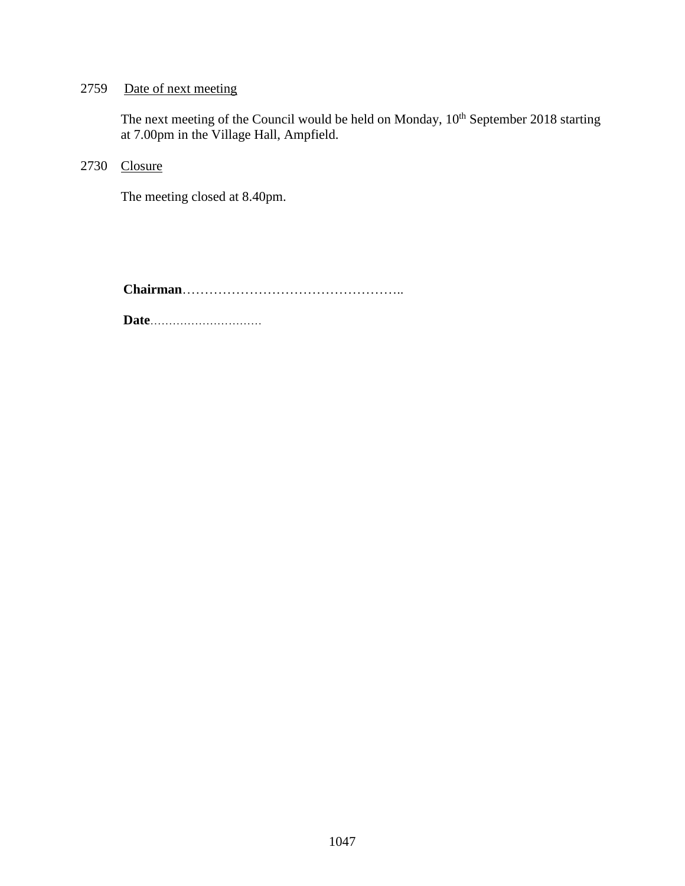2759 Date of next meeting

The next meeting of the Council would be held on Monday, 10th September 2018 starting at 7.00pm in the Village Hall, Ampfield.

2730 Closure

The meeting closed at 8.40pm.

**Chairman**…………………………………………..

**Date**…………………………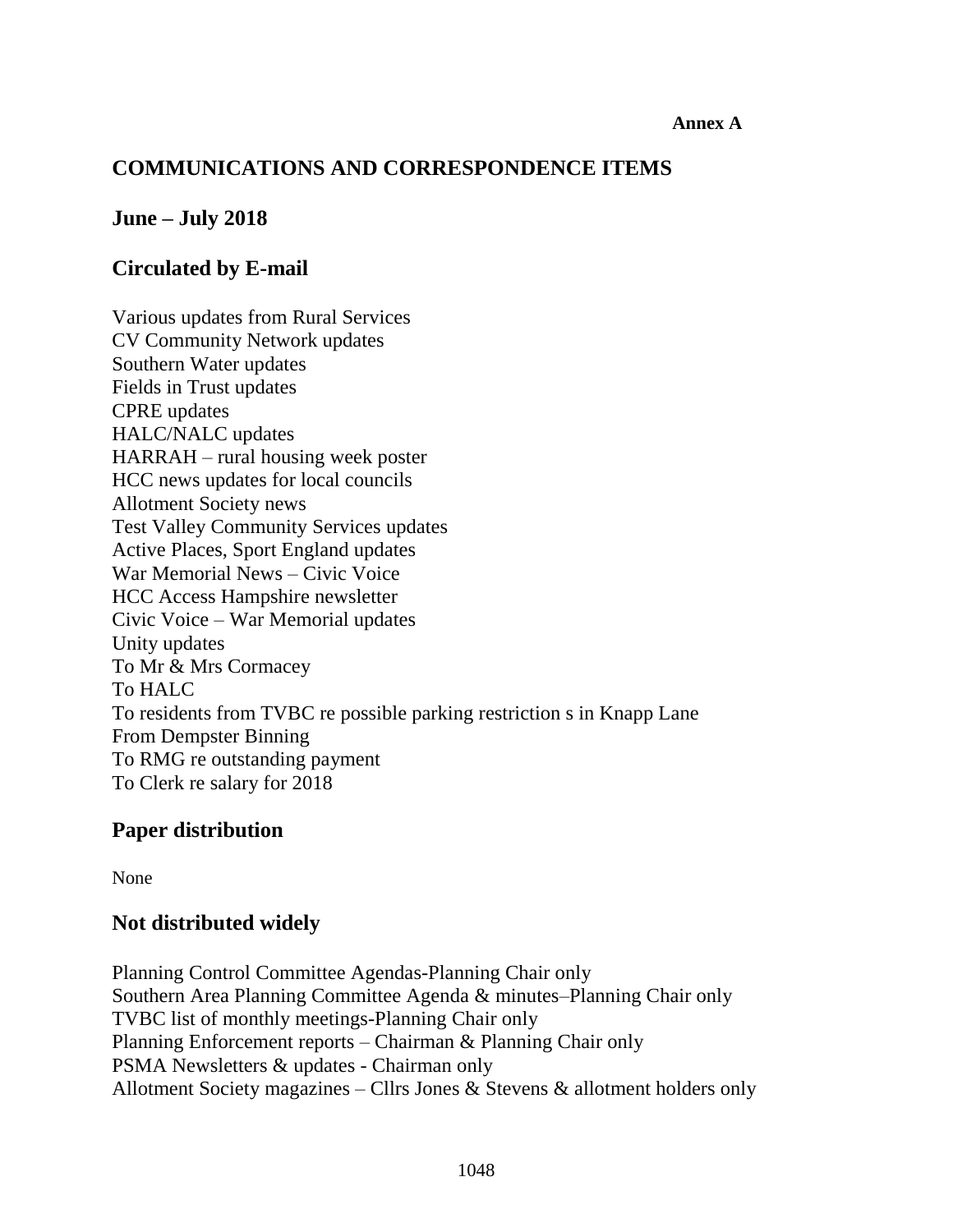**Annex A**

# COMMUNICATIONS AND CORRESPONDENCE ITEMS

## June – July 2018

## Circulated by E-mail

Various updates from Rural Services
CV Community Network updates
Southern Water updates
Fields in Trust updates
CPRE updates
HALC/NALC updates
HARRAH – rural housing week poster
HCC news updates for local councils
Allotment Society news
Test Valley Community Services updates
Active Places, Sport England updates
War Memorial News – Civic Voice
HCC Access Hampshire newsletter
Civic Voice – War Memorial updates
Unity updates
To Mr & Mrs Cormacey
To HALC
To residents from TVBC re possible parking restriction s in Knapp Lane
From Dempster Binning
To RMG re outstanding payment
To Clerk re salary for 2018

## Paper distribution

None

## Not distributed widely

Planning Control Committee Agendas-Planning Chair only
Southern Area Planning Committee Agenda & minutes–Planning Chair only
TVBC list of monthly meetings-Planning Chair only
Planning Enforcement reports – Chairman & Planning Chair only
PSMA Newsletters & updates - Chairman only
Allotment Society magazines – Cllrs Jones & Stevens & allotment holders only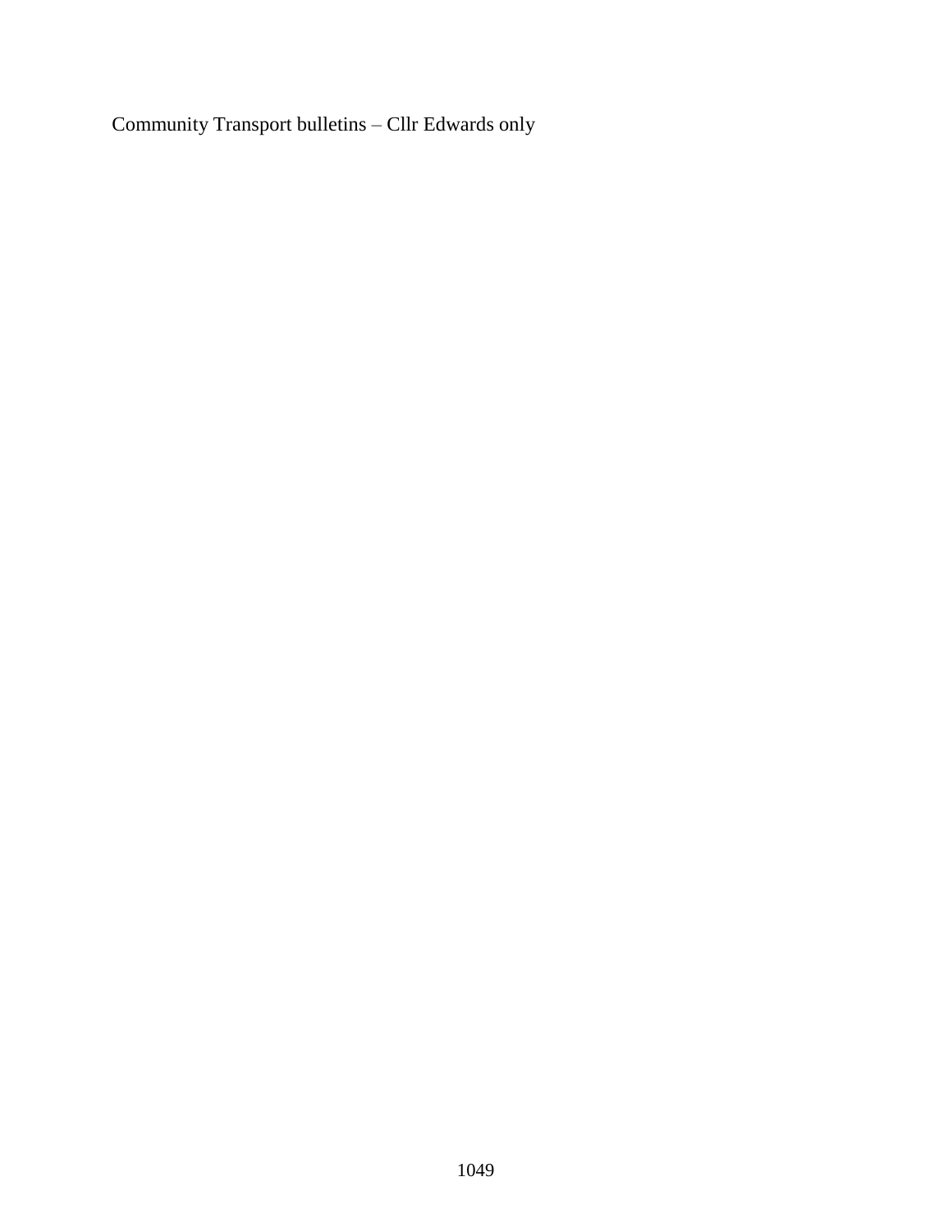Community Transport bulletins – Cllr Edwards only